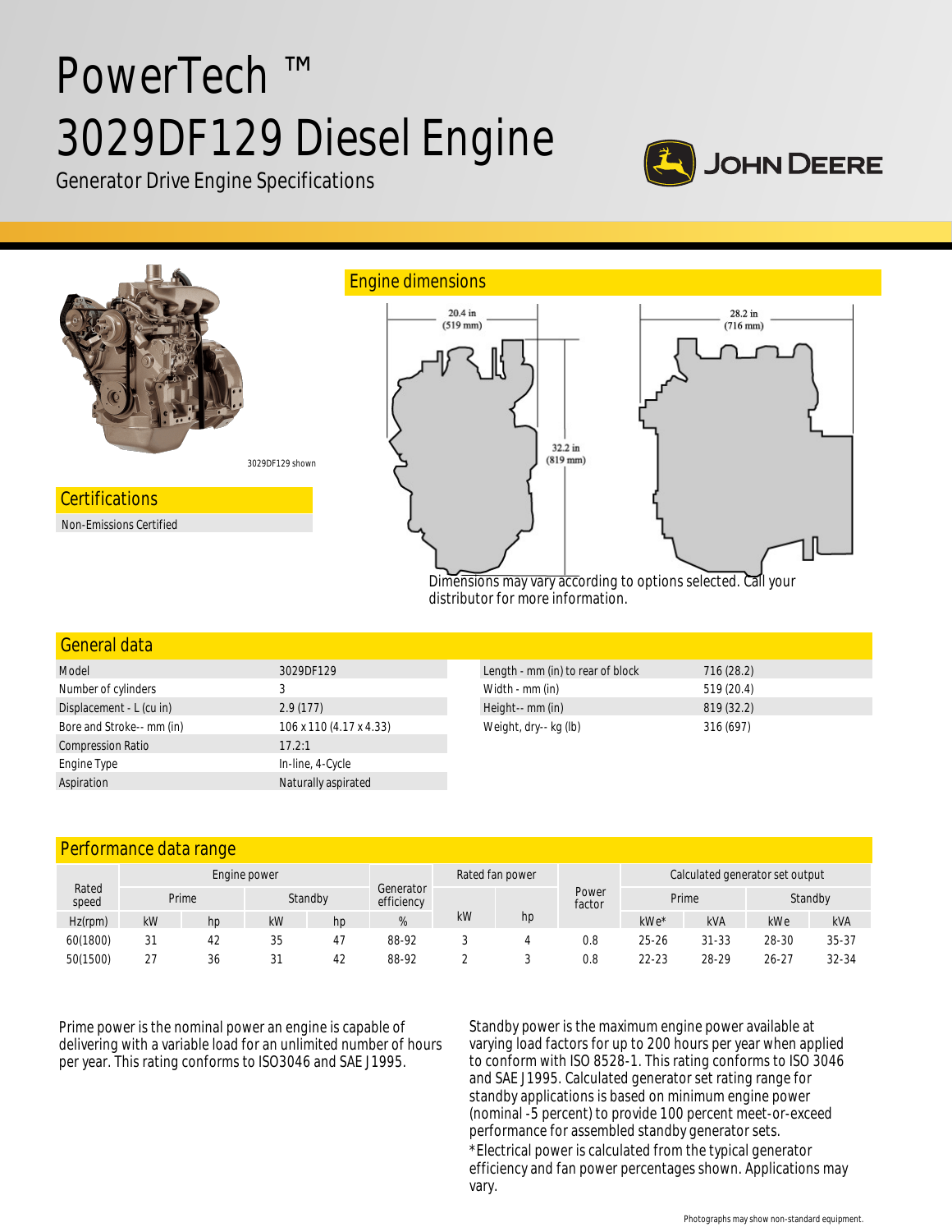# PowerTech ™ 3029DF129 Diesel Engine

Generator Drive Engine Specifications

JOHN DEERE

3029DF129 shown

## Certifications

Non-Emissions Certified

## Engine dimensions

20.4 in (519 mm)

28.2 in (716 mm)

32.2 in (819 mm)

Dimensions may vary according to options selected. Call your distributor for more information.

## General data

| | |
|---|---|
| Model | 3029DF129 |
| Number of cylinders | 3 |
| Displacement - L (cu in) | 2.9 (177) |
| Bore and Stroke-- mm (in) | 106 x 110 (4.17 x 4.33) |
| Compression Ratio | 17.2:1 |
| Engine Type | In-line, 4-Cycle |
| Aspiration | Naturally aspirated |

| | |
|---|---|
| Length - mm (in) to rear of block | 716 (28.2) |
| Width - mm (in) | 519 (20.4) |
| Height-- mm (in) | 819 (32.2) |
| Weight, dry-- kg (lb) | 316 (697) |

## Performance data range

| Rated speed | Engine power | | | | Generator efficiency | Rated fan power | | Power factor | Calculated generator set output | | | |
|---|---|---|---|---|---|---|---|---|---|---|---|---|
| | Prime | | Standby | | | | | | Prime | | Standby | |
| Hz(rpm) | kW | hp | kW | hp | % | kW | hp | | kWe* | kVA | kWe | kVA |
| 60(1800) | 31 | 42 | 35 | 47 | 88-92 | 3 | 4 | 0.8 | 25-26 | 31-33 | 28-30 | 35-37 |
| 50(1500) | 27 | 36 | 31 | 42 | 88-92 | 2 | 3 | 0.8 | 22-23 | 28-29 | 26-27 | 32-34 |

Prime power is the nominal power an engine is capable of delivering with a variable load for an unlimited number of hours per year. This rating conforms to ISO3046 and SAE J1995.

Standby power is the maximum engine power available at varying load factors for up to 200 hours per year when applied to conform with ISO 8528-1. This rating conforms to ISO 3046 and SAE J1995. Calculated generator set rating range for standby applications is based on minimum engine power (nominal -5 percent) to provide 100 percent meet-or-exceed performance for assembled standby generator sets.

*Electrical power is calculated from the typical generator efficiency and fan power percentages shown. Applications may vary.

Photographs may show non-standard equipment.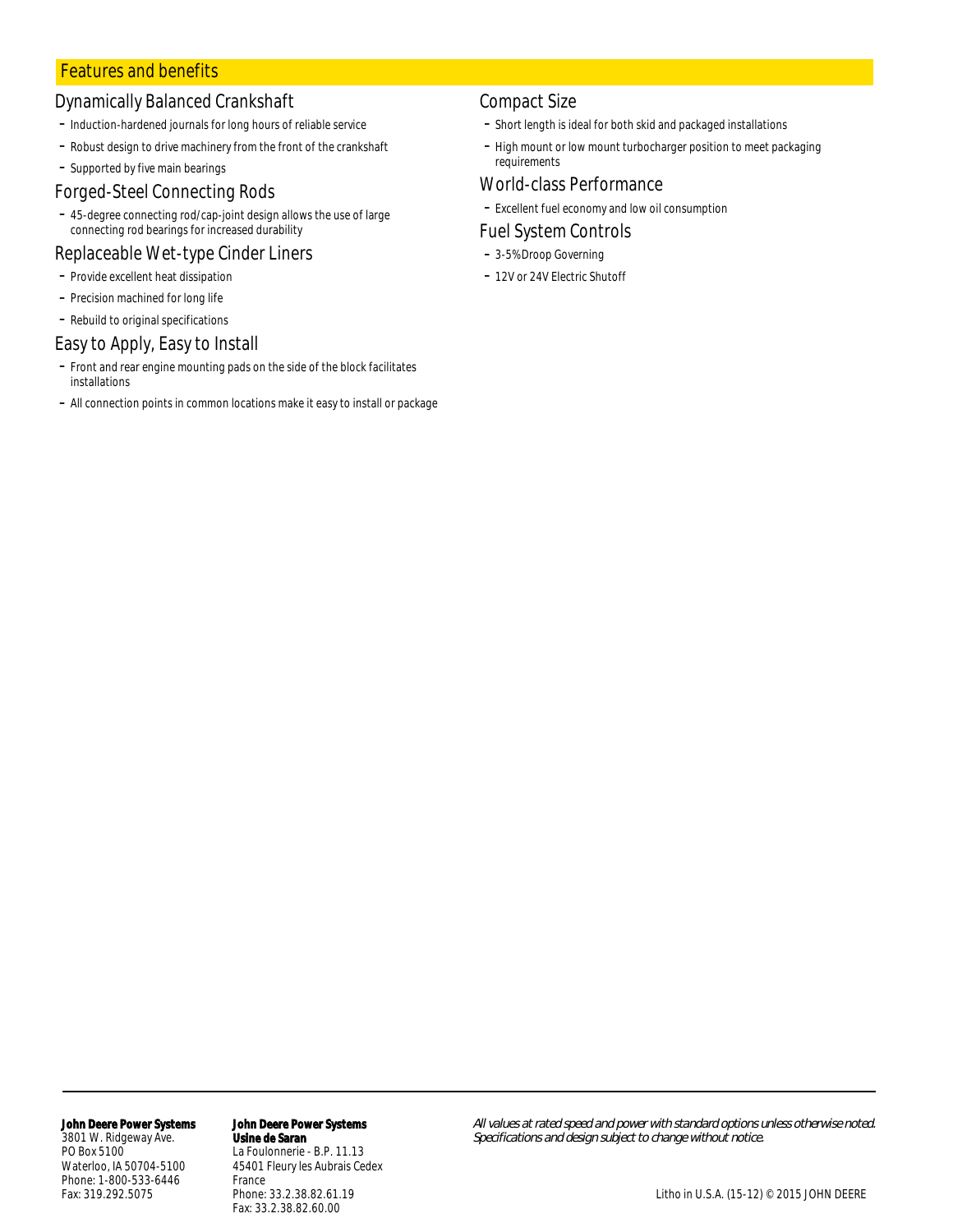## Features and benefits

### Dynamically Balanced Crankshaft

- Induction-hardened journals for long hours of reliable service
- Robust design to drive machinery from the front of the crankshaft
- Supported by five main bearings

### Forged-Steel Connecting Rods

- 45-degree connecting rod/cap-joint design allows the use of large connecting rod bearings for increased durability

### Replaceable Wet-type Cinder Liners

- Provide excellent heat dissipation
- Precision machined for long life
- Rebuild to original specifications

### Easy to Apply, Easy to Install

- Front and rear engine mounting pads on the side of the block facilitates installations
- All connection points in common locations make it easy to install or package

### Compact Size

- Short length is ideal for both skid and packaged installations
- High mount or low mount turbocharger position to meet packaging requirements

### World-class Performance

- Excellent fuel economy and low oil consumption

### Fuel System Controls

- 3-5% Droop Governing
- 12V or 24V Electric Shutoff

---

**John Deere Power Systems**
3801 W. Ridgeway Ave.
PO Box 5100
Waterloo, IA 50704-5100
Phone: 1-800-533-6446
Fax: 319.292.5075

**John Deere Power Systems**
**Usine de Saran**
La Foulonnerie - B.P. 11.13
45401 Fleury les Aubrais Cedex
France
Phone: 33.2.38.82.61.19
Fax: 33.2.38.82.60.00

*All values at rated speed and power with standard options unless otherwise noted.*
*Specifications and design subject to change without notice.*

Litho in U.S.A. (15-12) © 2015 JOHN DEERE